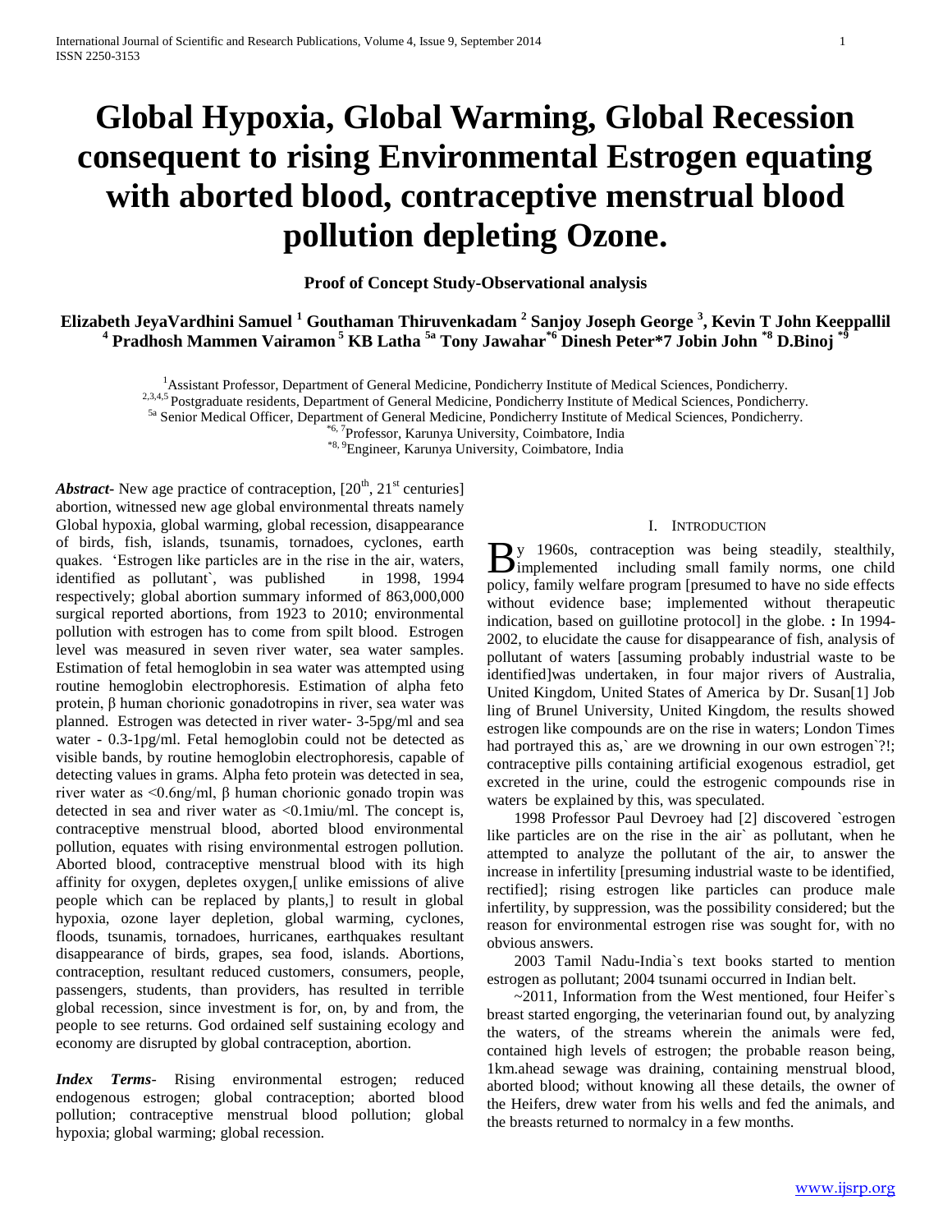# Global Hypoxia, Global Warming, Global Recession consequent to rising Environmental Estrogen equating with aborted blood, contraceptive menstrual blood pollution depleting Ozone.

**Proof of Concept Study-Observational analysis**

**Elizabeth JeyaVardhini Samuel [1] Gouthaman Thiruvenkadam [2] Sanjoy Joseph George [3], Kevin T John Keeppallil [4] Pradhosh Mammen Vairamon [5] KB Latha [5a] Tony Jawahar[*6] Dinesh Peter*7 Jobin John [*8] D.Binoj [*9]**

[1]Assistant Professor, Department of General Medicine, Pondicherry Institute of Medical Sciences, Pondicherry.
[2,3,4,5] Postgraduate residents, Department of General Medicine, Pondicherry Institute of Medical Sciences, Pondicherry.
[5a] Senior Medical Officer, Department of General Medicine, Pondicherry Institute of Medical Sciences, Pondicherry.
[*6, 7]Professor, Karunya University, Coimbatore, India
[*8, 9]Engineer, Karunya University, Coimbatore, India

***Abstract***- New age practice of contraception, [20th, 21st centuries] abortion, witnessed new age global environmental threats namely Global hypoxia, global warming, global recession, disappearance of birds, fish, islands, tsunamis, tornadoes, cyclones, earth quakes. 'Estrogen like particles are in the rise in the air, waters, identified as pollutant`, was published in 1998, 1994 respectively; global abortion summary informed of 863,000,000 surgical reported abortions, from 1923 to 2010; environmental pollution with estrogen has to come from spilt blood. Estrogen level was measured in seven river water, sea water samples. Estimation of fetal hemoglobin in sea water was attempted using routine hemoglobin electrophoresis. Estimation of alpha feto protein, β human chorionic gonadotropins in river, sea water was planned. Estrogen was detected in river water- 3-5pg/ml and sea water - 0.3-1pg/ml. Fetal hemoglobin could not be detected as visible bands, by routine hemoglobin electrophoresis, capable of detecting values in grams. Alpha feto protein was detected in sea, river water as <0.6ng/ml, β human chorionic gonado tropin was detected in sea and river water as <0.1miu/ml. The concept is, contraceptive menstrual blood, aborted blood environmental pollution, equates with rising environmental estrogen pollution. Aborted blood, contraceptive menstrual blood with its high affinity for oxygen, depletes oxygen,[ unlike emissions of alive people which can be replaced by plants,] to result in global hypoxia, ozone layer depletion, global warming, cyclones, floods, tsunamis, tornadoes, hurricanes, earthquakes resultant disappearance of birds, grapes, sea food, islands. Abortions, contraception, resultant reduced customers, consumers, people, passengers, students, than providers, has resulted in terrible global recession, since investment is for, on, by and from, the people to see returns. God ordained self sustaining ecology and economy are disrupted by global contraception, abortion.

***Index Terms***- Rising environmental estrogen; reduced endogenous estrogen; global contraception; aborted blood pollution; contraceptive menstrual blood pollution; global hypoxia; global warming; global recession.

## I. Introduction

By 1960s, contraception was being steadily, stealthily, implemented including small family norms, one child policy, family welfare program [presumed to have no side effects without evidence base; implemented without therapeutic indication, based on guillotine protocol] in the globe. **:** In 1994-2002, to elucidate the cause for disappearance of fish, analysis of pollutant of waters [assuming probably industrial waste to be identified]was undertaken, in four major rivers of Australia, United Kingdom, United States of America by Dr. Susan[1] Job ling of Brunel University, United Kingdom, the results showed estrogen like compounds are on the rise in waters; London Times had portrayed this as,` are we drowning in our own estrogen`?!; contraceptive pills containing artificial exogenous estradiol, get excreted in the urine, could the estrogenic compounds rise in waters be explained by this, was speculated.

1998 Professor Paul Devroey had [2] discovered `estrogen like particles are on the rise in the air` as pollutant, when he attempted to analyze the pollutant of the air, to answer the increase in infertility [presuming industrial waste to be identified, rectified]; rising estrogen like particles can produce male infertility, by suppression, was the possibility considered; but the reason for environmental estrogen rise was sought for, with no obvious answers.

2003 Tamil Nadu-India`s text books started to mention estrogen as pollutant; 2004 tsunami occurred in Indian belt.

~2011, Information from the West mentioned, four Heifer`s breast started engorging, the veterinarian found out, by analyzing the waters, of the streams wherein the animals were fed, contained high levels of estrogen; the probable reason being, 1km.ahead sewage was draining, containing menstrual blood, aborted blood; without knowing all these details, the owner of the Heifers, drew water from his wells and fed the animals, and the breasts returned to normalcy in a few months.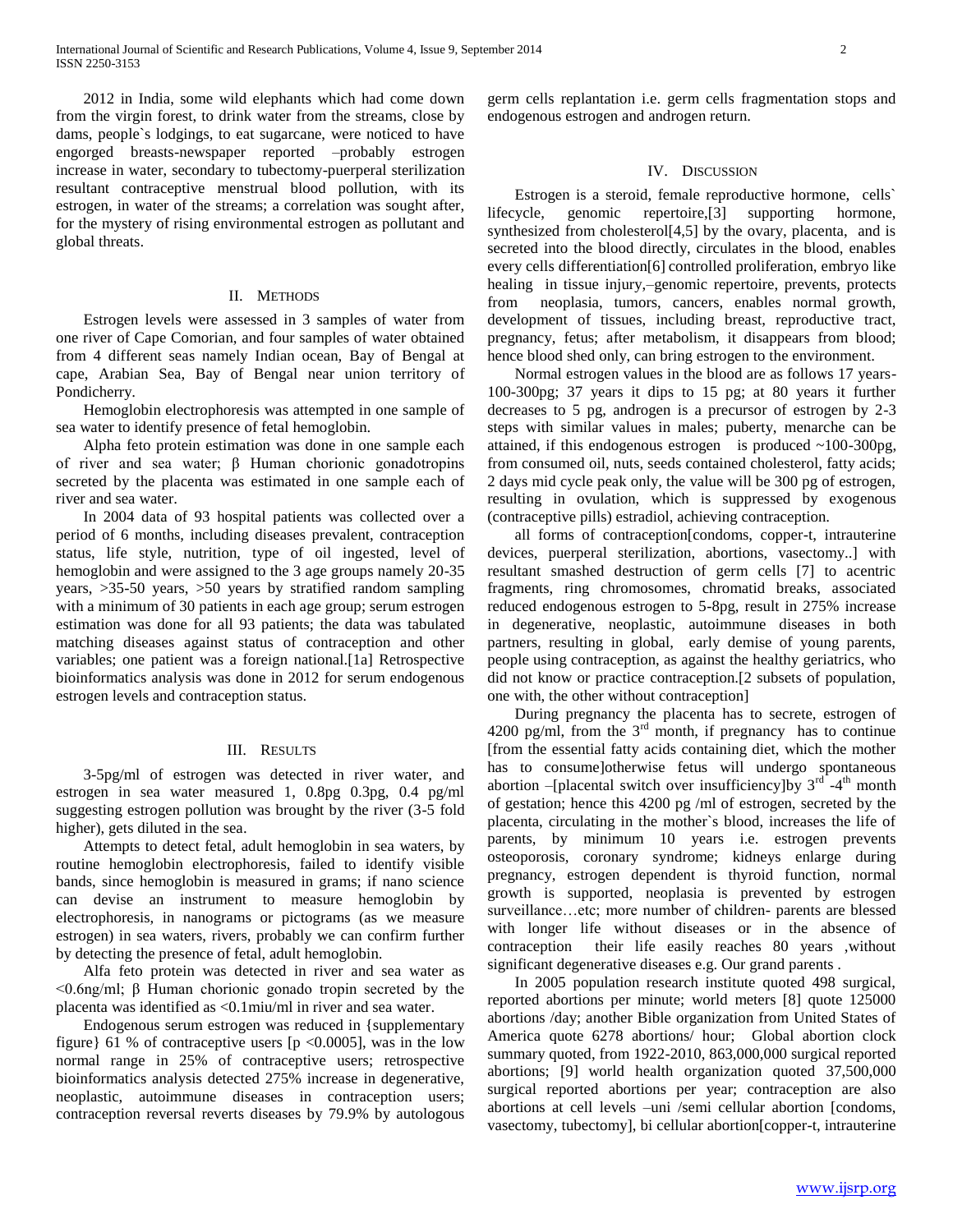2012 in India, some wild elephants which had come down from the virgin forest, to drink water from the streams, close by dams, people`s lodgings, to eat sugarcane, were noticed to have engorged breasts-newspaper reported –probably estrogen increase in water, secondary to tubectomy-puerperal sterilization resultant contraceptive menstrual blood pollution, with its estrogen, in water of the streams; a correlation was sought after, for the mystery of rising environmental estrogen as pollutant and global threats.

## II. Methods

Estrogen levels were assessed in 3 samples of water from one river of Cape Comorian, and four samples of water obtained from 4 different seas namely Indian ocean, Bay of Bengal at cape, Arabian Sea, Bay of Bengal near union territory of Pondicherry.

Hemoglobin electrophoresis was attempted in one sample of sea water to identify presence of fetal hemoglobin.

Alpha feto protein estimation was done in one sample each of river and sea water; β Human chorionic gonadotropins secreted by the placenta was estimated in one sample each of river and sea water.

In 2004 data of 93 hospital patients was collected over a period of 6 months, including diseases prevalent, contraception status, life style, nutrition, type of oil ingested, level of hemoglobin and were assigned to the 3 age groups namely 20-35 years, >35-50 years, >50 years by stratified random sampling with a minimum of 30 patients in each age group; serum estrogen estimation was done for all 93 patients; the data was tabulated matching diseases against status of contraception and other variables; one patient was a foreign national.[1a] Retrospective bioinformatics analysis was done in 2012 for serum endogenous estrogen levels and contraception status.

## III. Results

3-5pg/ml of estrogen was detected in river water, and estrogen in sea water measured 1, 0.8pg 0.3pg, 0.4 pg/ml suggesting estrogen pollution was brought by the river (3-5 fold higher), gets diluted in the sea.

Attempts to detect fetal, adult hemoglobin in sea waters, by routine hemoglobin electrophoresis, failed to identify visible bands, since hemoglobin is measured in grams; if nano science can devise an instrument to measure hemoglobin by electrophoresis, in nanograms or pictograms (as we measure estrogen) in sea waters, rivers, probably we can confirm further by detecting the presence of fetal, adult hemoglobin.

Alfa feto protein was detected in river and sea water as <0.6ng/ml; β Human chorionic gonado tropin secreted by the placenta was identified as <0.1miu/ml in river and sea water.

Endogenous serum estrogen was reduced in {supplementary figure} 61 % of contraceptive users [p <0.0005], was in the low normal range in 25% of contraceptive users; retrospective bioinformatics analysis detected 275% increase in degenerative, neoplastic, autoimmune diseases in contraception users; contraception reversal reverts diseases by 79.9% by autologous germ cells replantation i.e. germ cells fragmentation stops and endogenous estrogen and androgen return.

## IV. Discussion

Estrogen is a steroid, female reproductive hormone, cells` lifecycle, genomic repertoire,[3] supporting hormone, synthesized from cholesterol[4,5] by the ovary, placenta, and is secreted into the blood directly, circulates in the blood, enables every cells differentiation[6] controlled proliferation, embryo like healing in tissue injury,–genomic repertoire, prevents, protects from neoplasia, tumors, cancers, enables normal growth, development of tissues, including breast, reproductive tract, pregnancy, fetus; after metabolism, it disappears from blood; hence blood shed only, can bring estrogen to the environment.

Normal estrogen values in the blood are as follows 17 years-100-300pg; 37 years it dips to 15 pg; at 80 years it further decreases to 5 pg, androgen is a precursor of estrogen by 2-3 steps with similar values in males; puberty, menarche can be attained, if this endogenous estrogen is produced ~100-300pg, from consumed oil, nuts, seeds contained cholesterol, fatty acids; 2 days mid cycle peak only, the value will be 300 pg of estrogen, resulting in ovulation, which is suppressed by exogenous (contraceptive pills) estradiol, achieving contraception.

all forms of contraception[condoms, copper-t, intrauterine devices, puerperal sterilization, abortions, vasectomy..] with resultant smashed destruction of germ cells [7] to acentric fragments, ring chromosomes, chromatid breaks, associated reduced endogenous estrogen to 5-8pg, result in 275% increase in degenerative, neoplastic, autoimmune diseases in both partners, resulting in global, early demise of young parents, people using contraception, as against the healthy geriatrics, who did not know or practice contraception.[2 subsets of population, one with, the other without contraception]

During pregnancy the placenta has to secrete, estrogen of 4200 pg/ml, from the 3rd month, if pregnancy has to continue [from the essential fatty acids containing diet, which the mother has to consume]otherwise fetus will undergo spontaneous abortion –[placental switch over insufficiency]by 3rd -4th month of gestation; hence this 4200 pg /ml of estrogen, secreted by the placenta, circulating in the mother`s blood, increases the life of parents, by minimum 10 years i.e. estrogen prevents osteoporosis, coronary syndrome; kidneys enlarge during pregnancy, estrogen dependent is thyroid function, normal growth is supported, neoplasia is prevented by estrogen surveillance…etc; more number of children- parents are blessed with longer life without diseases or in the absence of contraception their life easily reaches 80 years ,without significant degenerative diseases e.g. Our grand parents .

In 2005 population research institute quoted 498 surgical, reported abortions per minute; world meters [8] quote 125000 abortions /day; another Bible organization from United States of America quote 6278 abortions/ hour; Global abortion clock summary quoted, from 1922-2010, 863,000,000 surgical reported abortions; [9] world health organization quoted 37,500,000 surgical reported abortions per year; contraception are also abortions at cell levels –uni /semi cellular abortion [condoms, vasectomy, tubectomy], bi cellular abortion[copper-t, intrauterine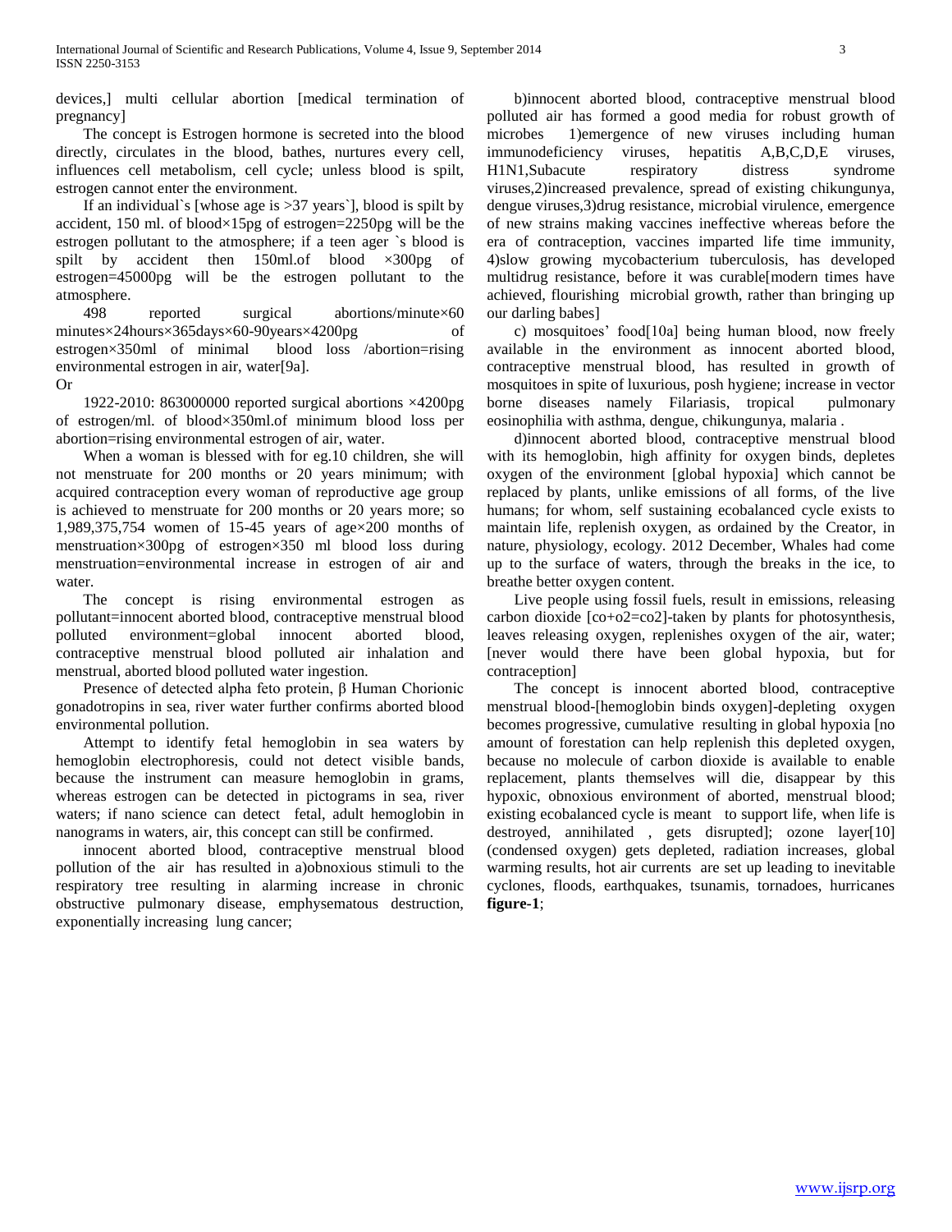devices,] multi cellular abortion [medical termination of pregnancy]

The concept is Estrogen hormone is secreted into the blood directly, circulates in the blood, bathes, nurtures every cell, influences cell metabolism, cell cycle; unless blood is spilt, estrogen cannot enter the environment.

If an individual`s [whose age is >37 years`], blood is spilt by accident, 150 ml. of blood×15pg of estrogen=2250pg will be the estrogen pollutant to the atmosphere; if a teen ager `s blood is spilt by accident then 150ml.of blood ×300pg of estrogen=45000pg will be the estrogen pollutant to the atmosphere.

498 reported surgical abortions/minute×60 minutes×24hours×365days×60-90years×4200pg of estrogen×350ml of minimal blood loss /abortion=rising environmental estrogen in air, water[9a].

Or

1922-2010: 863000000 reported surgical abortions ×4200pg of estrogen/ml. of blood×350ml.of minimum blood loss per abortion=rising environmental estrogen of air, water.

When a woman is blessed with for eg.10 children, she will not menstruate for 200 months or 20 years minimum; with acquired contraception every woman of reproductive age group is achieved to menstruate for 200 months or 20 years more; so 1,989,375,754 women of 15-45 years of age×200 months of menstruation×300pg of estrogen×350 ml blood loss during menstruation=environmental increase in estrogen of air and water.

The concept is rising environmental estrogen as pollutant=innocent aborted blood, contraceptive menstrual blood polluted environment=global innocent aborted blood, contraceptive menstrual blood polluted air inhalation and menstrual, aborted blood polluted water ingestion.

Presence of detected alpha feto protein, β Human Chorionic gonadotropins in sea, river water further confirms aborted blood environmental pollution.

Attempt to identify fetal hemoglobin in sea waters by hemoglobin electrophoresis, could not detect visible bands, because the instrument can measure hemoglobin in grams, whereas estrogen can be detected in pictograms in sea, river waters; if nano science can detect fetal, adult hemoglobin in nanograms in waters, air, this concept can still be confirmed.

innocent aborted blood, contraceptive menstrual blood pollution of the air has resulted in a)obnoxious stimuli to the respiratory tree resulting in alarming increase in chronic obstructive pulmonary disease, emphysematous destruction, exponentially increasing lung cancer;

b)innocent aborted blood, contraceptive menstrual blood polluted air has formed a good media for robust growth of microbes 1)emergence of new viruses including human immunodeficiency viruses, hepatitis A,B,C,D,E viruses, H1N1,Subacute respiratory distress syndrome viruses,2)increased prevalence, spread of existing chikungunya, dengue viruses,3)drug resistance, microbial virulence, emergence of new strains making vaccines ineffective whereas before the era of contraception, vaccines imparted life time immunity, 4)slow growing mycobacterium tuberculosis, has developed multidrug resistance, before it was curable[modern times have achieved, flourishing microbial growth, rather than bringing up our darling babes]

c) mosquitoes' food[10a] being human blood, now freely available in the environment as innocent aborted blood, contraceptive menstrual blood, has resulted in growth of mosquitoes in spite of luxurious, posh hygiene; increase in vector borne diseases namely Filariasis, tropical pulmonary eosinophilia with asthma, dengue, chikungunya, malaria .

d)innocent aborted blood, contraceptive menstrual blood with its hemoglobin, high affinity for oxygen binds, depletes oxygen of the environment [global hypoxia] which cannot be replaced by plants, unlike emissions of all forms, of the live humans; for whom, self sustaining ecobalanced cycle exists to maintain life, replenish oxygen, as ordained by the Creator, in nature, physiology, ecology. 2012 December, Whales had come up to the surface of waters, through the breaks in the ice, to breathe the better oxygen content.

Live people using fossil fuels, result in emissions, releasing carbon dioxide [$co+o2=co2$]-taken by plants for photosynthesis, leaves releasing oxygen, replenishes oxygen of the air, water; [never would there have been global hypoxia, but for contraception]

The concept is innocent aborted blood, contraceptive menstrual blood-[hemoglobin binds oxygen]-depleting oxygen becomes progressive, cumulative resulting in global hypoxia [no amount of forestation can help replenish this depleted oxygen, because no molecule of carbon dioxide is available to enable replacement, plants themselves will die, disappear by this hypoxic, obnoxious environment of aborted, menstrual blood; existing ecobalanced cycle is meant to support life, when life is destroyed, annihilated , gets disrupted]; ozone layer[10] (condensed oxygen) gets depleted, radiation increases, global warming results, hot air currents are set up leading to inevitable cyclones, floods, earthquakes, tsunamis, tornadoes, hurricanes **figure-1**;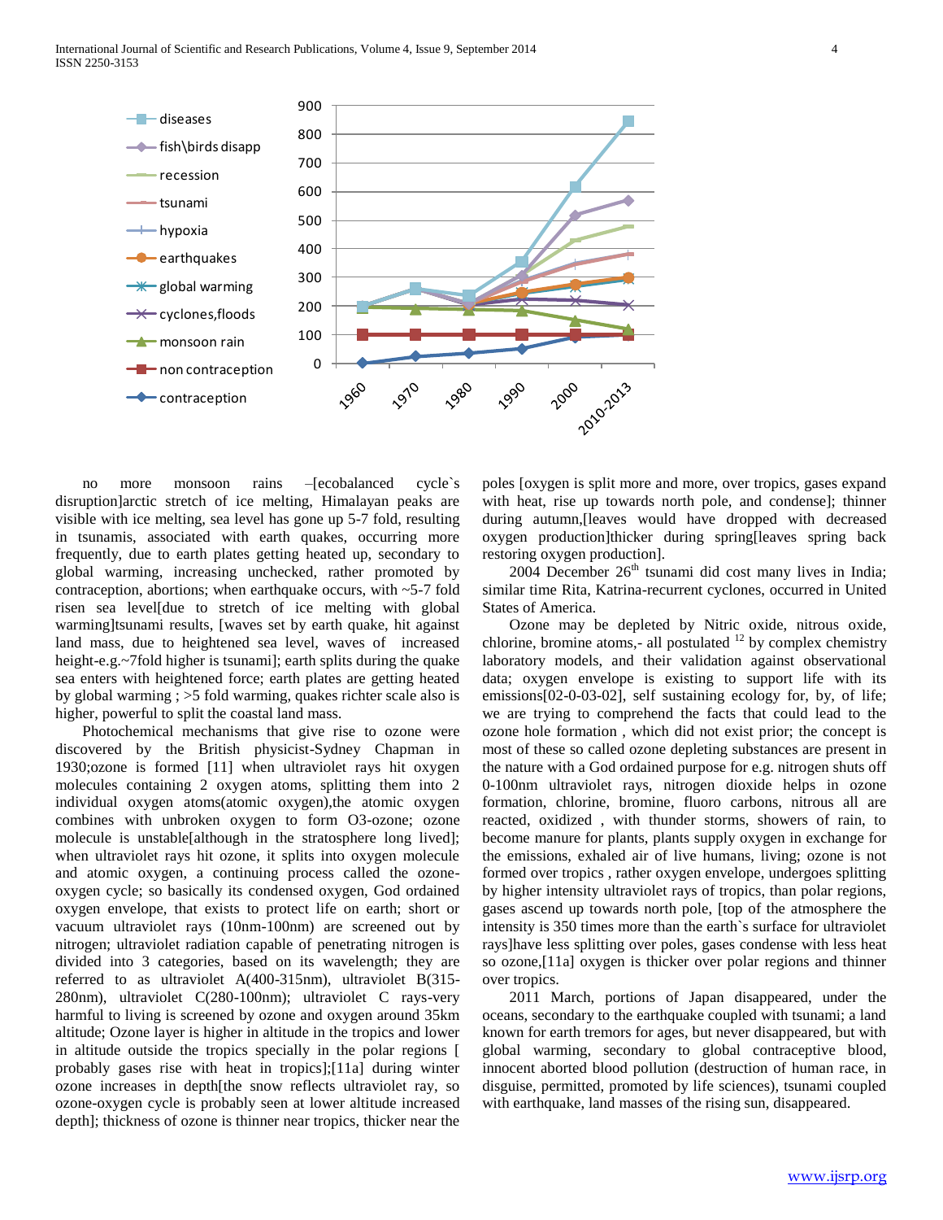no more monsoon rains –[ecobalanced cycle`s disruption]arctic stretch of ice melting, Himalayan peaks are visible with ice melting, sea level has gone up 5-7 fold, resulting in tsunamis, associated with earth quakes, occurring more frequently, due to earth plates getting heated up, secondary to global warming, increasing unchecked, rather promoted by contraception, abortions; when earthquake occurs, with ~5-7 fold risen sea level[due to stretch of ice melting with global warming]tsunami results, [waves set by earth quake, hit against land mass, due to heightened sea level, waves of increased height-e.g.~7fold higher is tsunami]; earth splits during the quake sea enters with heightened force; earth plates are getting heated by global warming ; >5 fold warming, quakes richter scale also is higher, powerful to split the coastal land mass.

Photochemical mechanisms that give rise to ozone were discovered by the British physicist-Sydney Chapman in 1930;ozone is formed [11] when ultraviolet rays hit oxygen molecules containing 2 oxygen atoms, splitting them into 2 individual oxygen atoms(atomic oxygen),the atomic oxygen combines with unbroken oxygen to form O3-ozone; ozone molecule is unstable[although in the stratosphere long lived]; when ultraviolet rays hit ozone, it splits into oxygen molecule and atomic oxygen, a continuing process called the ozone-oxygen cycle; so basically its condensed oxygen, God ordained oxygen envelope, that exists to protect life on earth; short or vacuum ultraviolet rays (10nm-100nm) are screened out by nitrogen; ultraviolet radiation capable of penetrating nitrogen is divided into 3 categories, based on its wavelength; they are referred to as ultraviolet A(400-315nm), ultraviolet B(315-280nm), ultraviolet C(280-100nm); ultraviolet C rays-very harmful to living is screened by ozone and oxygen around 35km altitude; Ozone layer is higher in altitude in the tropics and lower in altitude outside the tropics specially in the polar regions [ probably gases rise with heat in tropics];[11a] during winter ozone increases in depth[the snow reflects ultraviolet ray, so ozone-oxygen cycle is probably seen at lower altitude increased depth]; thickness of ozone is thinner near tropics, thicker near the poles [oxygen is split more and more, over tropics, gases expand with heat, rise up towards north pole, and condense]; thinner during autumn,[leaves would have dropped with decreased oxygen production]thicker during spring[leaves spring back restoring oxygen production].

2004 December 26th tsunami did cost many lives in India; similar time Rita, Katrina-recurrent cyclones, occurred in United States of America.

Ozone may be depleted by Nitric oxide, nitrous oxide, chlorine, bromine atoms,- all postulated [12] by complex chemistry laboratory models, and their validation against observational data; oxygen envelope is existing to support life with its emissions[02-0-03-02], self sustaining ecology for, by, of life; we are trying to comprehend the facts that could lead to the ozone hole formation , which did not exist prior; the concept is most of these so called ozone depleting substances are present in the nature with a God ordained purpose for e.g. nitrogen shuts off 0-100nm ultraviolet rays, nitrogen dioxide helps in ozone formation, chlorine, bromine, fluoro carbons, nitrous all are reacted, oxidized , with thunder storms, showers of rain, to become manure for plants, plants supply oxygen in exchange for the emissions, exhaled air of live humans, living; ozone is not formed over tropics , rather oxygen envelope, undergoes splitting by higher intensity ultraviolet rays of tropics, than polar regions, gases ascend up towards north pole, [top of the atmosphere the intensity is 350 times more than the earth`s surface for ultraviolet rays]have less splitting over poles, gases condense with less heat so ozone,[11a] oxygen is thicker over polar regions and thinner over tropics.

2011 March, portions of Japan disappeared, under the oceans, secondary to the earthquake coupled with tsunami; a land known for earth tremors for ages, but never disappeared, but with global warming, secondary to global contraceptive blood, innocent aborted blood pollution (destruction of human race, in disguise, permitted, promoted by life sciences), tsunami coupled with earthquake, land masses of the rising sun, disappeared.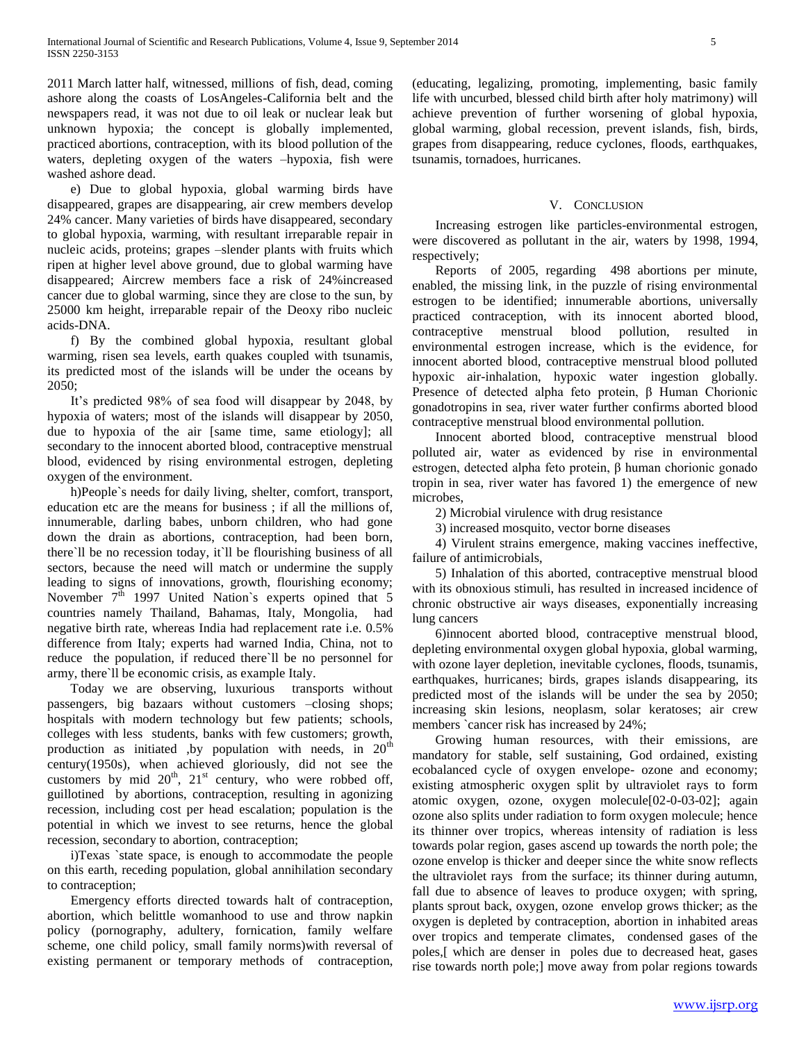2011 March latter half, witnessed, millions of fish, dead, coming ashore along the coasts of LosAngeles-California belt and the newspapers read, it was not due to oil leak or nuclear leak but unknown hypoxia; the concept is globally implemented, practiced abortions, contraception, with its blood pollution of the waters, depleting oxygen of the waters –hypoxia, fish were washed ashore dead.

e) Due to global hypoxia, global warming birds have disappeared, grapes are disappearing, air crew members develop 24% cancer. Many varieties of birds have disappeared, secondary to global hypoxia, warming, with resultant irreparable repair in nucleic acids, proteins; grapes –slender plants with fruits which ripen at higher level above ground, due to global warming have disappeared; Aircrew members face a risk of 24%increased cancer due to global warming, since they are close to the sun, by 25000 km height, irreparable repair of the Deoxy ribo nucleic acids-DNA.

f) By the combined global hypoxia, resultant global warming, risen sea levels, earth quakes coupled with tsunamis, its predicted most of the islands will be under the oceans by 2050;

It's predicted 98% of sea food will disappear by 2048, by hypoxia of waters; most of the islands will disappear by 2050, due to hypoxia of the air [same time, same etiology]; all secondary to the innocent aborted blood, contraceptive menstrual blood, evidenced by rising environmental estrogen, depleting oxygen of the environment.

h)People`s needs for daily living, shelter, comfort, transport, education etc are the means for business ; if all the millions of, innumerable, darling babes, unborn children, who had gone down the drain as abortions, contraception, had been born, there`ll be no recession today, it`ll be flourishing business of all sectors, because the need will match or undermine the supply leading to signs of innovations, growth, flourishing economy; November 7[th] 1997 United Nation`s experts opined that 5 countries namely Thailand, Bahamas, Italy, Mongolia, had negative birth rate, whereas India had replacement rate i.e. 0.5% difference from Italy; experts had warned India, China, not to reduce the population, if reduced there`ll be no personnel for army, there`ll be economic crisis, as example Italy.

Today we are observing, luxurious transports without passengers, big bazaars without customers –closing shops; hospitals with modern technology but few patients; schools, colleges with less students, banks with few customers; growth, production as initiated ,by population with needs, in 20[th] century(1950s), when achieved gloriously, did not see the customers by mid 20[th], 21[st] century, who were robbed off, guillotined by abortions, contraception, resulting in agonizing recession, including cost per head escalation; population is the potential in which we invest to see returns, hence the global recession, secondary to abortion, contraception;

i)Texas `state space, is enough to accommodate the people on this earth, receding population, global annihilation secondary to contraception;

Emergency efforts directed towards halt of contraception, abortion, which belittle womanhood to use and throw napkin policy (pornography, adultery, fornication, family welfare scheme, one child policy, small family norms)with reversal of existing permanent or temporary methods of contraception, (educating, legalizing, promoting, implementing, basic family life with uncurbed, blessed child birth after holy matrimony) will achieve prevention of further worsening of global hypoxia, global warming, global recession, prevent islands, fish, birds, grapes from disappearing, reduce cyclones, floods, earthquakes, tsunamis, tornadoes, hurricanes.

## V. Conclusion

Increasing estrogen like particles-environmental estrogen, were discovered as pollutant in the air, waters by 1998, 1994, respectively;

Reports of 2005, regarding 498 abortions per minute, enabled, the missing link, in the puzzle of rising environmental estrogen to be identified; innumerable abortions, universally practiced contraception, with its innocent aborted blood, contraceptive menstrual blood pollution, resulted in environmental estrogen increase, which is the evidence, for innocent aborted blood, contraceptive menstrual blood polluted hypoxic air-inhalation, hypoxic water ingestion globally. Presence of detected alpha feto protein, β Human Chorionic gonadotropins in sea, river water further confirms aborted blood contraceptive menstrual blood environmental pollution.

Innocent aborted blood, contraceptive menstrual blood polluted air, water as evidenced by rise in environmental estrogen, detected alpha feto protein, β human chorionic gonado tropin in sea, river water has favored 1) the emergence of new microbes,

2) Microbial virulence with drug resistance

3) increased mosquito, vector borne diseases

4) Virulent strains emergence, making vaccines ineffective, failure of antimicrobials,

5) Inhalation of this aborted, contraceptive menstrual blood with its obnoxious stimuli, has resulted in increased incidence of chronic obstructive air ways diseases, exponentially increasing lung cancers

6)innocent aborted blood, contraceptive menstrual blood, depleting environmental oxygen global hypoxia, global warming, with ozone layer depletion, inevitable cyclones, floods, tsunamis, earthquakes, hurricanes; birds, grapes islands disappearing, its predicted most of the islands will be under the sea by 2050; increasing skin lesions, neoplasm, solar keratoses; air crew members `cancer risk has increased by 24%;

Growing human resources, with their emissions, are mandatory for stable, self sustaining, God ordained, existing ecobalanced cycle of oxygen envelope- ozone and economy; existing atmospheric oxygen split by ultraviolet rays to form atomic oxygen, ozone, oxygen molecule[02-0-03-02]; again ozone also splits under radiation to form oxygen molecule; hence its thinner over tropics, whereas intensity of radiation is less towards polar region, gases ascend up towards the north pole; the ozone envelop is thicker and deeper since the white snow reflects the ultraviolet rays from the surface; its thinner during autumn, fall due to absence of leaves to produce oxygen; with spring, plants sprout back, oxygen, ozone envelop grows thicker; as the oxygen is depleted by contraception, abortion in inhabited areas over tropics and temperate climates, condensed gases of the poles,[ which are denser in poles due to decreased heat, gases rise towards north pole;] move away from polar regions towards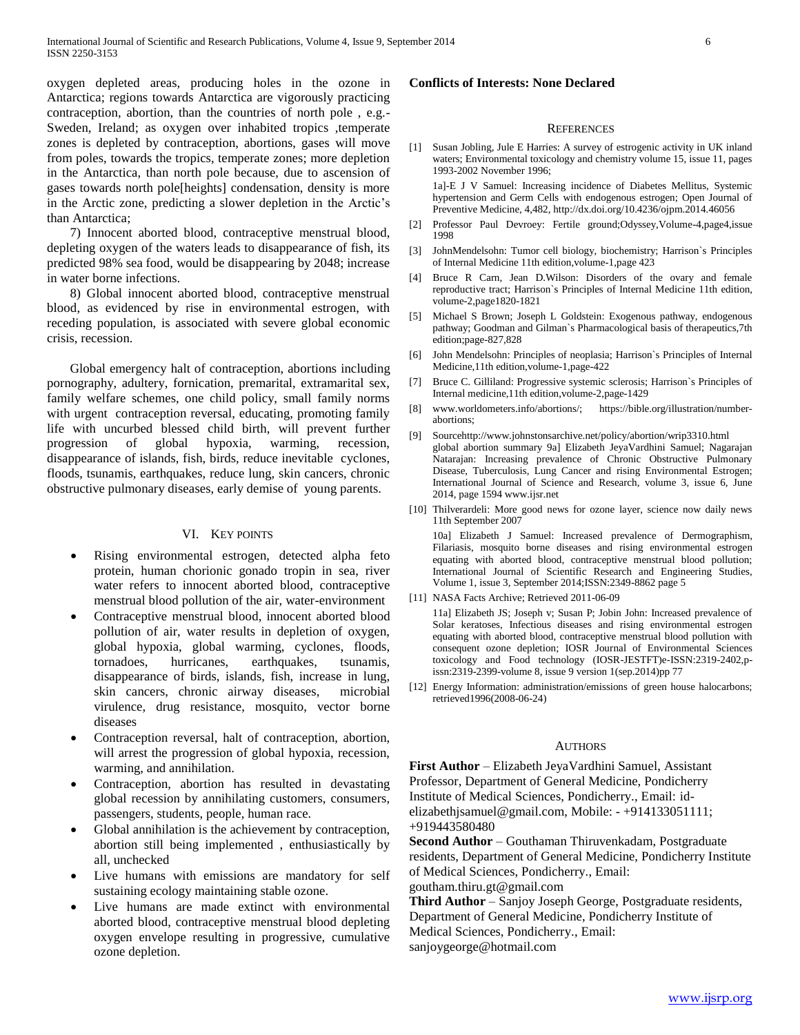oxygen depleted areas, producing holes in the ozone in Antarctica; regions towards Antarctica are vigorously practicing contraception, abortion, than the countries of north pole , e.g.- Sweden, Ireland; as oxygen over inhabited tropics ,temperate zones is depleted by contraception, abortions, gases will move from poles, towards the tropics, temperate zones; more depletion in the Antarctica, than north pole because, due to ascension of gases towards north pole[heights] condensation, density is more in the Arctic zone, predicting a slower depletion in the Arctic's than Antarctica;

7) Innocent aborted blood, contraceptive menstrual blood, depleting oxygen of the waters leads to disappearance of fish, its predicted 98% sea food, would be disappearing by 2048; increase in water borne infections.

8) Global innocent aborted blood, contraceptive menstrual blood, as evidenced by rise in environmental estrogen, with receding population, is associated with severe global economic crisis, recession.

Global emergency halt of contraception, abortions including pornography, adultery, fornication, premarital, extramarital sex, family welfare schemes, one child policy, small family norms with urgent contraception reversal, educating, promoting family life with uncurbed blessed child birth, will prevent further progression of global hypoxia, warming, recession, disappearance of islands, fish, birds, reduce inevitable cyclones, floods, tsunamis, earthquakes, reduce lung, skin cancers, chronic obstructive pulmonary diseases, early demise of young parents.

## VI. Key Points

- Rising environmental estrogen, detected alpha feto protein, human chorionic gonado tropin in sea, river water refers to innocent aborted blood, contraceptive menstrual blood pollution of the air, water-environment
- Contraceptive menstrual blood, innocent aborted blood pollution of air, water results in depletion of oxygen, global hypoxia, global warming, cyclones, floods, tornadoes, hurricanes, earthquakes, tsunamis, disappearance of birds, islands, fish, increase in lung, skin cancers, chronic airway diseases, microbial virulence, drug resistance, mosquito, vector borne diseases
- Contraception reversal, halt of contraception, abortion, will arrest the progression of global hypoxia, recession, warming, and annihilation.
- Contraception, abortion has resulted in devastating global recession by annihilating customers, consumers, passengers, students, people, human race.
- Global annihilation is the achievement by contraception, abortion still being implemented , enthusiastically by all, unchecked
- Live humans with emissions are mandatory for self sustaining ecology maintaining stable ozone.
- Live humans are made extinct with environmental aborted blood, contraceptive menstrual blood depleting oxygen envelope resulting in progressive, cumulative ozone depletion.

**Conflicts of Interests: None Declared**

## References

[1] Susan Jobling, Jule E Harries: A survey of estrogenic activity in UK inland waters; Environmental toxicology and chemistry volume 15, issue 11, pages 1993-2002 November 1996;

1a]-E J V Samuel: Increasing incidence of Diabetes Mellitus, Systemic hypertension and Germ Cells with endogenous estrogen; Open Journal of Preventive Medicine, 4,482, http://dx.doi.org/10.4236/ojpm.2014.46056

[2] Professor Paul Devroey: Fertile ground;Odyssey,Volume-4,page4,issue 1998

[3] JohnMendelsohn: Tumor cell biology, biochemistry; Harrison`s Principles of Internal Medicine 11th edition,volume-1,page 423

[4] Bruce R Carn, Jean D.Wilson: Disorders of the ovary and female reproductive tract; Harrison`s Principles of Internal Medicine 11th edition, volume-2,page1820-1821

[5] Michael S Brown; Joseph L Goldstein: Exogenous pathway, endogenous pathway; Goodman and Gilman`s Pharmacological basis of therapeutics,7th edition;page-827,828

[6] John Mendelsohn: Principles of neoplasia; Harrison`s Principles of Internal Medicine,11th edition,volume-1,page-422

[7] Bruce C. Gilliland: Progressive systemic sclerosis; Harrison`s Principles of Internal medicine,11th edition,volume-2,page-1429

[8] www.worldometers.info/abortions/; https://bible.org/illustration/number-abortions;

[9] Sourcehttp://www.johnstonsarchive.net/policy/abortion/wrip3310.html global abortion summary 9a] Elizabeth JeyaVardhini Samuel; Nagarajan Natarajan: Increasing prevalence of Chronic Obstructive Pulmonary Disease, Tuberculosis, Lung Cancer and rising Environmental Estrogen; International Journal of Science and Research, volume 3, issue 6, June 2014, page 1594 www.ijsr.net

[10] Thilverardeli: More good news for ozone layer, science now daily news 11th September 2007

10a] Elizabeth J Samuel: Increased prevalence of Dermographism, Filariasis, mosquito borne diseases and rising environmental estrogen equating with aborted blood, contraceptive menstrual blood pollution; International Journal of Scientific Research and Engineering Studies, Volume 1, issue 3, September 2014;ISSN:2349-8862 page 5

[11] NASA Facts Archive; Retrieved 2011-06-09

11a] Elizabeth JS; Joseph v; Susan P; Jobin John: Increased prevalence of Solar keratoses, Infectious diseases and rising environmental estrogen equating with aborted blood, contraceptive menstrual blood pollution with consequent ozone depletion; IOSR Journal of Environmental Sciences toxicology and Food technology (IOSR-JESTFT)e-ISSN:2319-2402,p-issn:2319-2399-volume 8, issue 9 version 1(sep.2014)pp 77

[12] Energy Information: administration/emissions of green house halocarbons; retrieved1996(2008-06-24)

## Authors

**First Author** – Elizabeth JeyaVardhini Samuel, Assistant Professor, Department of General Medicine, Pondicherry Institute of Medical Sciences, Pondicherry., Email: id-elizabethjsamuel@gmail.com, Mobile: - +914133051111; +919443580480

**Second Author** – Gouthaman Thiruvenkadam, Postgraduate residents, Department of General Medicine, Pondicherry Institute of Medical Sciences, Pondicherry., Email: goutham.thiru.gt@gmail.com

**Third Author** – Sanjoy Joseph George, Postgraduate residents, Department of General Medicine, Pondicherry Institute of Medical Sciences, Pondicherry., Email: sanjoygeorge@hotmail.com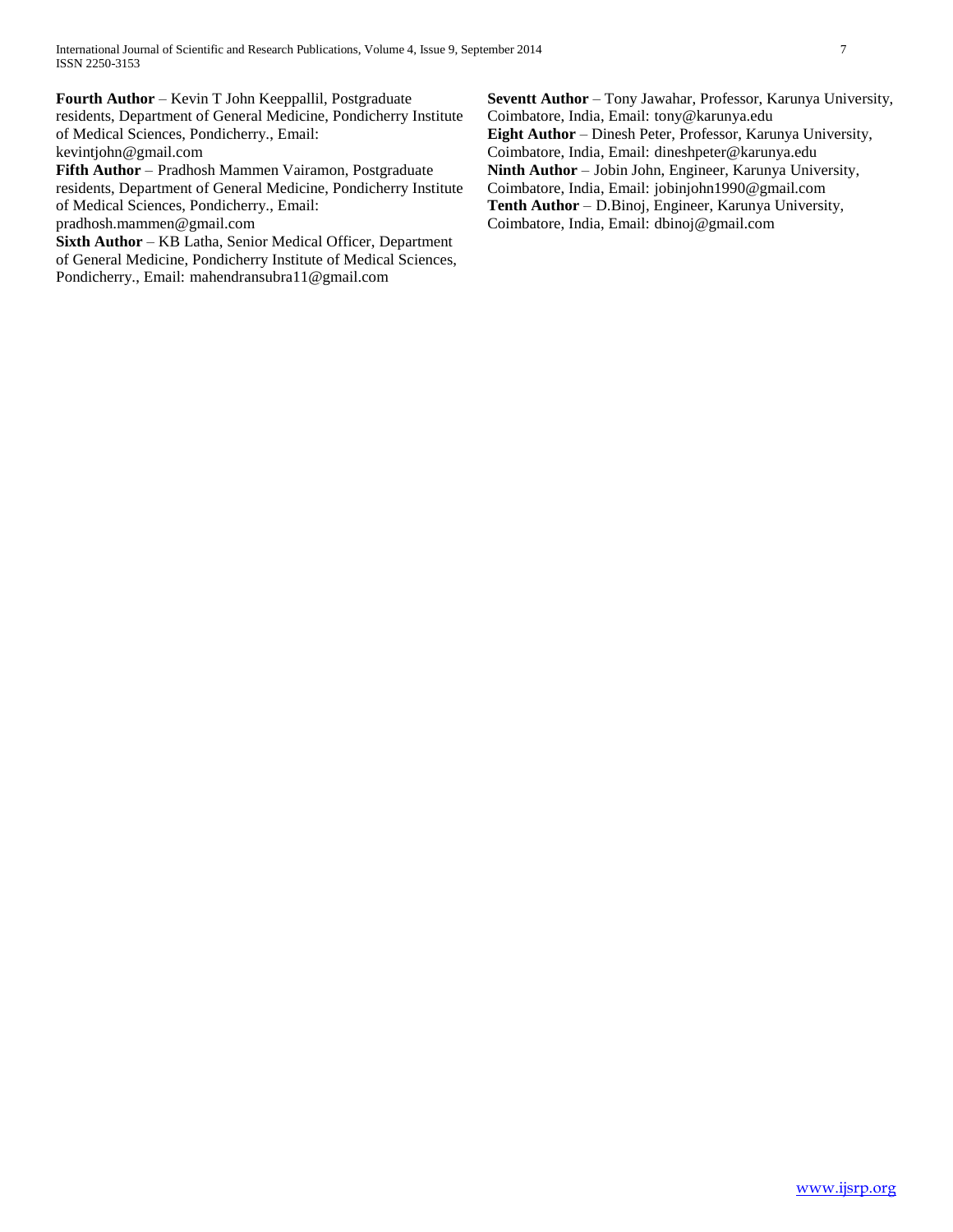**Fourth Author** – Kevin T John Keeppallil, Postgraduate residents, Department of General Medicine, Pondicherry Institute of Medical Sciences, Pondicherry., Email: kevintjohn@gmail.com

**Fifth Author** – Pradhosh Mammen Vairamon, Postgraduate residents, Department of General Medicine, Pondicherry Institute of Medical Sciences, Pondicherry., Email: pradhosh.mammen@gmail.com

**Sixth Author** – KB Latha, Senior Medical Officer, Department of General Medicine, Pondicherry Institute of Medical Sciences, Pondicherry., Email: mahendransubra11@gmail.com

**Seventt Author** – Tony Jawahar, Professor, Karunya University, Coimbatore, India, Email: tony@karunya.edu

**Eight Author** – Dinesh Peter, Professor, Karunya University, Coimbatore, India, Email: dineshpeter@karunya.edu

**Ninth Author** – Jobin John, Engineer, Karunya University, Coimbatore, India, Email: jobinjohn1990@gmail.com

**Tenth Author** – D.Binoj, Engineer, Karunya University, Coimbatore, India, Email: dbinoj@gmail.com